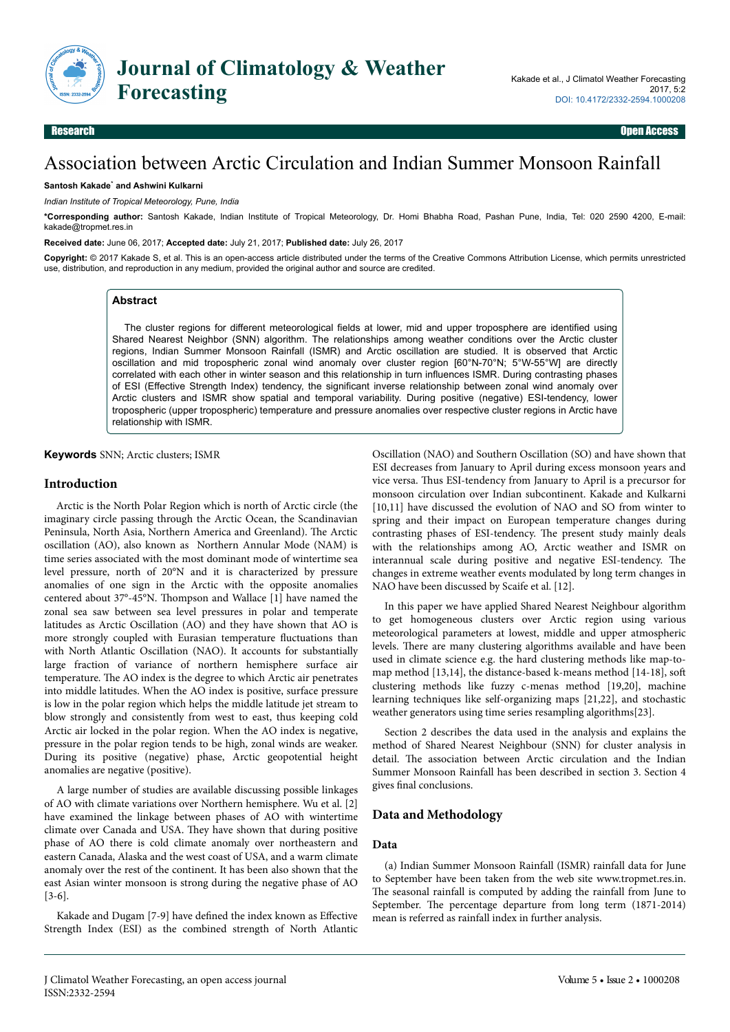# Association between Arctic Circulation and Indian Summer Monsoon Rainfall

**Santosh Kakade*** **and Ashwini Kulkarni**

*Indian Institute of Tropical Meteorology, Pune, India*

**\*Corresponding author:** Santosh Kakade, Indian Institute of Tropical Meteorology, Dr. Homi Bhabha Road, Pashan Pune, India, Tel: 020 2590 4200, E-mail: kakade@tropmet.res.in

**Received date:** June 06, 2017; **Accepted date:** July 21, 2017; **Published date:** July 26, 2017

**Copyright:** © 2017 Kakade S, et al. This is an open-access article distributed under the terms of the Creative Commons Attribution License, which permits unrestricted use, distribution, and reproduction in any medium, provided the original author and source are credited.

## Abstract

The cluster regions for different meteorological fields at lower, mid and upper troposphere are identified using Shared Nearest Neighbor (SNN) algorithm. The relationships among weather conditions over the Arctic cluster regions, Indian Summer Monsoon Rainfall (ISMR) and Arctic oscillation are studied. It is observed that Arctic oscillation and mid tropospheric zonal wind anomaly over cluster region [60°N-70°N; 5°W-55°W] are directly correlated with each other in winter season and this relationship in turn influences ISMR. During contrasting phases of ESI (Effective Strength Index) tendency, the significant inverse relationship between zonal wind anomaly over Arctic clusters and ISMR show spatial and temporal variability. During positive (negative) ESI-tendency, lower tropospheric (upper tropospheric) temperature and pressure anomalies over respective cluster regions in Arctic have relationship with ISMR.

**Keywords** SNN; Arctic clusters; ISMR

## Introduction

Arctic is the North Polar Region which is north of Arctic circle (the imaginary circle passing through the Arctic Ocean, the Scandinavian Peninsula, North Asia, Northern America and Greenland). The Arctic oscillation (AO), also known as Northern Annular Mode (NAM) is time series associated with the most dominant mode of wintertime sea level pressure, north of 20°N and it is characterized by pressure anomalies of one sign in the Arctic with the opposite anomalies centered about 37°-45°N. Thompson and Wallace [1] have named the zonal sea saw between sea level pressures in polar and temperate latitudes as Arctic Oscillation (AO) and they have shown that AO is more strongly coupled with Eurasian temperature fluctuations than with North Atlantic Oscillation (NAO). It accounts for substantially large fraction of variance of northern hemisphere surface air temperature. The AO index is the degree to which Arctic air penetrates into middle latitudes. When the AO index is positive, surface pressure is low in the polar region which helps the middle latitude jet stream to blow strongly and consistently from west to east, thus keeping cold Arctic air locked in the polar region. When the AO index is negative, pressure in the polar region tends to be high, zonal winds are weaker. During its positive (negative) phase, Arctic geopotential height anomalies are negative (positive).

A large number of studies are available discussing possible linkages of AO with climate variations over Northern hemisphere. Wu et al. [2] have examined the linkage between phases of AO with wintertime climate over Canada and USA. They have shown that during positive phase of AO there is cold climate anomaly over northeastern and eastern Canada, Alaska and the west coast of USA, and a warm climate anomaly over the rest of the continent. It has been also shown that the east Asian winter monsoon is strong during the negative phase of AO [3-6].

Kakade and Dugam [7-9] have defined the index known as Effective Strength Index (ESI) as the combined strength of North Atlantic Oscillation (NAO) and Southern Oscillation (SO) and have shown that ESI decreases from January to April during excess monsoon years and vice versa. Thus ESI-tendency from January to April is a precursor for monsoon circulation over Indian subcontinent. Kakade and Kulkarni [10,11] have discussed the evolution of NAO and SO from winter to spring and their impact on European temperature changes during contrasting phases of ESI-tendency. The present study mainly deals with the relationships among AO, Arctic weather and ISMR on interannual scale during positive and negative ESI-tendency. The changes in extreme weather events modulated by long term changes in NAO have been discussed by Scaife et al. [12].

In this paper we have applied Shared Nearest Neighbour algorithm to get homogeneous clusters over Arctic region using various meteorological parameters at lowest, middle and upper atmospheric levels. There are many clustering algorithms available and have been used in climate science e.g. the hard clustering methods like map-to-map method [13,14], the distance-based k-means method [14-18], soft clustering methods like fuzzy c-menas method [19,20], machine learning techniques like self-organizing maps [21,22], and stochastic weather generators using time series resampling algorithms[23].

Section 2 describes the data used in the analysis and explains the method of Shared Nearest Neighbour (SNN) for cluster analysis in detail. The association between Arctic circulation and the Indian Summer Monsoon Rainfall has been described in section 3. Section 4 gives final conclusions.

## Data and Methodology

### Data

(a) Indian Summer Monsoon Rainfall (ISMR) rainfall data for June to September have been taken from the web site www.tropmet.res.in. The seasonal rainfall is computed by adding the rainfall from June to September. The percentage departure from long term (1871-2014) mean is referred as rainfall index in further analysis.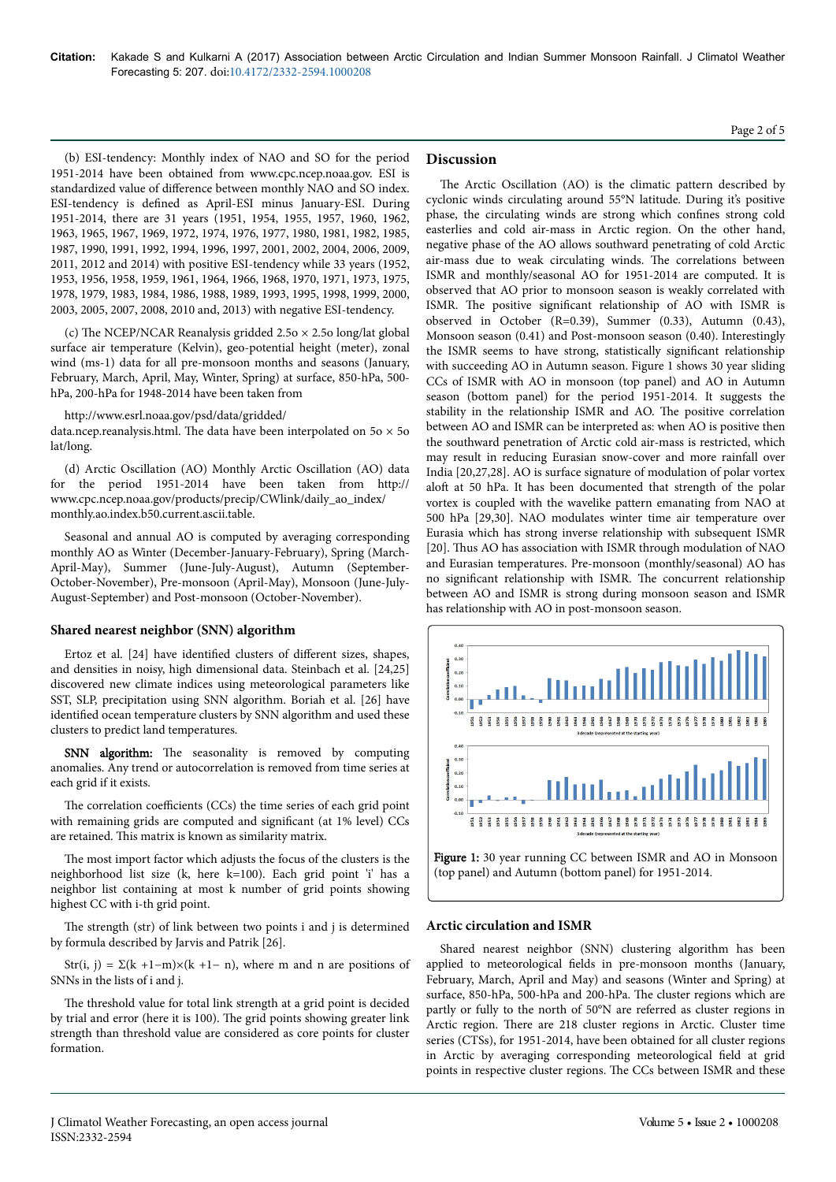(b) ESI-tendency: Monthly index of NAO and SO for the period 1951-2014 have been obtained from www.cpc.ncep.noaa.gov. ESI is standardized value of difference between monthly NAO and SO index. ESI-tendency is defined as April-ESI minus January-ESI. During 1951-2014, there are 31 years (1951, 1954, 1955, 1957, 1960, 1962, 1963, 1965, 1967, 1969, 1972, 1974, 1976, 1977, 1980, 1981, 1982, 1985, 1987, 1990, 1991, 1992, 1994, 1996, 1997, 2001, 2002, 2004, 2006, 2009, 2011, 2012 and 2014) with positive ESI-tendency while 33 years (1952, 1953, 1956, 1958, 1959, 1961, 1964, 1966, 1968, 1970, 1971, 1973, 1975, 1978, 1979, 1983, 1984, 1986, 1988, 1989, 1993, 1995, 1998, 1999, 2000, 2003, 2005, 2007, 2008, 2010 and, 2013) with negative ESI-tendency.

(c) The NCEP/NCAR Reanalysis gridded 2.5o × 2.5o long/lat global surface air temperature (Kelvin), geo-potential height (meter), zonal wind (ms-1) data for all pre-monsoon months and seasons (January, February, March, April, May, Winter, Spring) at surface, 850-hPa, 500-hPa, 200-hPa for 1948-2014 have been taken from

http://www.esrl.noaa.gov/psd/data/gridded/data.ncep.reanalysis.html. The data have been interpolated on 5o × 5o lat/long.

(d) Arctic Oscillation (AO) Monthly Arctic Oscillation (AO) data for the period 1951-2014 have been taken from http://www.cpc.ncep.noaa.gov/products/precip/CWlink/daily_ao_index/monthly.ao.index.b50.current.ascii.table.

Seasonal and annual AO is computed by averaging corresponding monthly AO as Winter (December-January-February), Spring (March-April-May), Summer (June-July-August), Autumn (September-October-November), Pre-monsoon (April-May), Monsoon (June-July-August-September) and Post-monsoon (October-November).

## Shared nearest neighbor (SNN) algorithm

Ertoz et al. [24] have identified clusters of different sizes, shapes, and densities in noisy, high dimensional data. Steinbach et al. [24,25] discovered new climate indices using meteorological parameters like SST, SLP, precipitation using SNN algorithm. Boriah et al. [26] have identified ocean temperature clusters by SNN algorithm and used these clusters to predict land temperatures.

**SNN algorithm:** The seasonality is removed by computing anomalies. Any trend or autocorrelation is removed from time series at each grid if it exists.

The correlation coefficients (CCs) the time series of each grid point with remaining grids are computed and significant (at 1% level) CCs are retained. This matrix is known as similarity matrix.

The most import factor which adjusts the focus of the clusters is the neighborhood list size (k, here k=100). Each grid point 'i' has a neighbor list containing at most k number of grid points showing highest CC with i-th grid point.

The strength (str) of link between two points i and j is determined by formula described by Jarvis and Patrik [26].

$Str(i, j) = \Sigma(k+1-m)\times(k+1-n)$, where m and n are positions of SNNs in the lists of i and j.

The threshold value for total link strength at a grid point is decided by trial and error (here it is 100). The grid points showing greater link strength than threshold value are considered as core points for cluster formation.

# Discussion

The Arctic Oscillation (AO) is the climatic pattern described by cyclonic winds circulating around 55°N latitude. During it's positive phase, the circulating winds are strong which confines strong cold easterlies and cold air-mass in Arctic region. On the other hand, negative phase of the AO allows southward penetrating of cold Arctic air-mass due to weak circulating winds. The correlations between ISMR and monthly/seasonal AO for 1951-2014 are computed. It is observed that AO prior to monsoon season is weakly correlated with ISMR. The positive significant relationship of AO with ISMR is observed in October (R=0.39), Summer (0.33), Autumn (0.43), Monsoon season (0.41) and Post-monsoon season (0.40). Interestingly the ISMR seems to have strong, statistically significant relationship with succeeding AO in Autumn season. Figure 1 shows 30 year sliding CCs of ISMR with AO in monsoon (top panel) and AO in Autumn season (bottom panel) for the period 1951-2014. It suggests the stability in the relationship ISMR and AO. The positive correlation between AO and ISMR can be interpreted as: when AO is positive then the southward penetration of Arctic cold air-mass is restricted, which may result in reducing Eurasian snow-cover and more rainfall over India [20,27,28]. AO is surface signature of modulation of polar vortex aloft at 50 hPa. It has been documented that strength of the polar vortex is coupled with the wavelike pattern emanating from NAO at 500 hPa [29,30]. NAO modulates winter time air temperature over Eurasia which has strong inverse relationship with subsequent ISMR [20]. Thus AO has association with ISMR through modulation of NAO and Eurasian temperatures. Pre-monsoon (monthly/seasonal) AO has no significant relationship with ISMR. The concurrent relationship between AO and ISMR is strong during monsoon season and ISMR has relationship with AO in post-monsoon season.

**Figure 1:** 30 year running CC between ISMR and AO in Monsoon (top panel) and Autumn (bottom panel) for 1951-2014.

## Arctic circulation and ISMR

Shared nearest neighbor (SNN) clustering algorithm has been applied to meteorological fields in pre-monsoon months (January, February, March, April and May) and seasons (Winter and Spring) at surface, 850-hPa, 500-hPa and 200-hPa. The cluster regions which are partly or fully to the north of 50°N latitude are referred as cluster regions in Arctic region. There are 218 cluster regions in Arctic. Cluster time series (CTSs), for 1951-2014, have been obtained for all cluster regions in Arctic by averaging corresponding meteorological field at grid points in respective cluster regions. The CCs between ISMR and these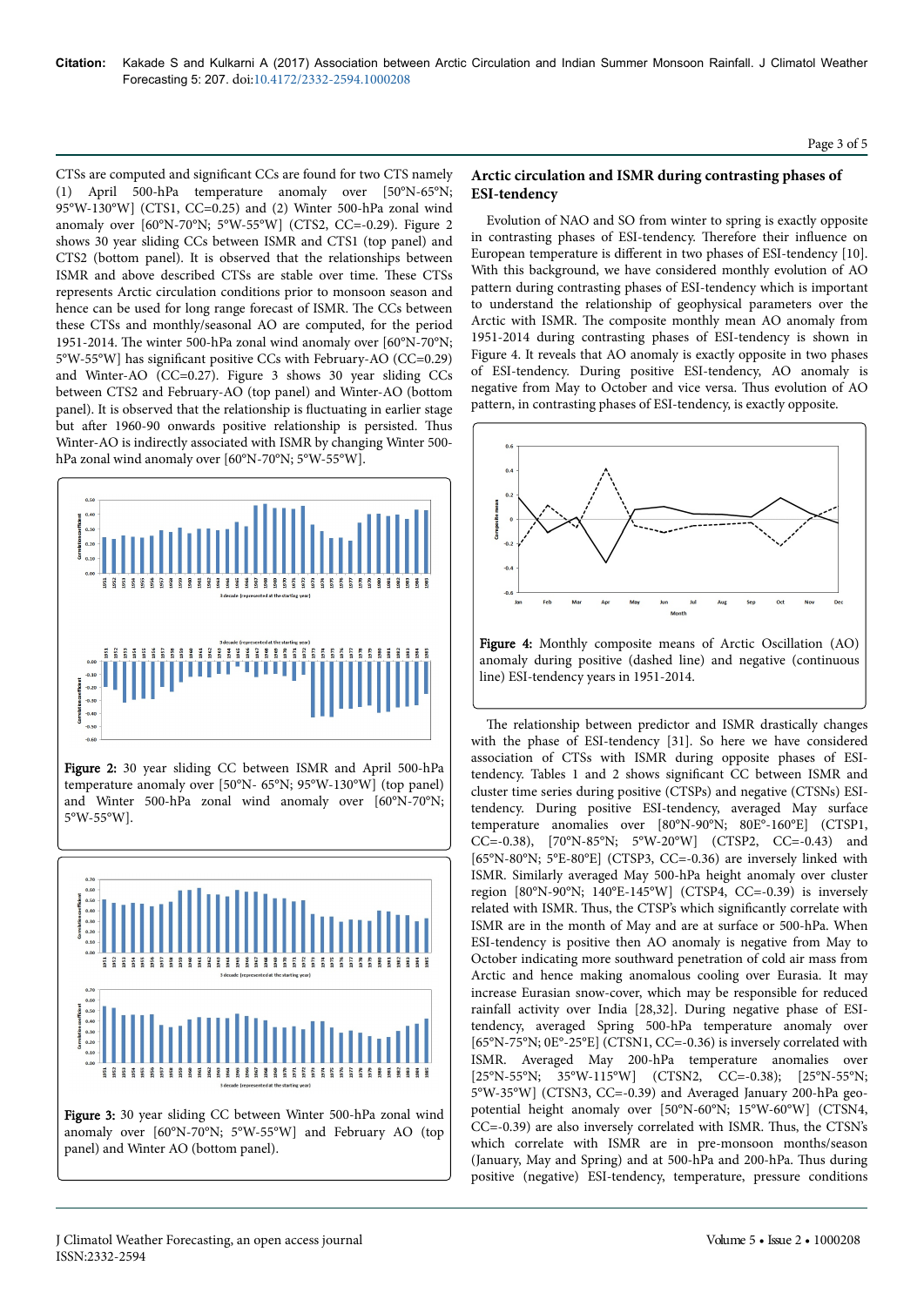CTSs are computed and significant CCs are found for two CTS namely (1) April 500-hPa temperature anomaly over [50°N-65°N; 95°W-130°W] (CTS1, CC=0.25) and (2) Winter 500-hPa zonal wind anomaly over [60°N-70°N; 5°W-55°W] (CTS2, CC=-0.29). Figure 2 shows 30 year sliding CCs between ISMR and CTS1 (top panel) and CTS2 (bottom panel). It is observed that the relationships between ISMR and above described CTSs are stable over time. These CTSs represents Arctic circulation conditions prior to monsoon season and hence can be used for long range forecast of ISMR. The CCs between these CTSs and monthly/seasonal AO are computed, for the period 1951-2014. The winter 500-hPa zonal wind anomaly over [60°N-70°N; 5°W-55°W] has significant positive CCs with February-AO (CC=0.29) and Winter-AO (CC=0.27). Figure 3 shows 30 year sliding CCs between CTS2 and February-AO (top panel) and Winter-AO (bottom panel). It is observed that the relationship is fluctuating in earlier stage but after 1960-90 onwards positive relationship is persisted. Thus Winter-AO is indirectly associated with ISMR by changing Winter 500-hPa zonal wind anomaly over [60°N-70°N; 5°W-55°W].

**Figure 2:** 30 year sliding CC between ISMR and April 500-hPa temperature anomaly over [50°N- 65°N; 95°W-130°W] (top panel) and Winter 500-hPa zonal wind anomaly over [60°N-70°N; 5°W-55°W].

**Figure 3:** 30 year sliding CC between Winter 500-hPa zonal wind anomaly over [60°N-70°N; 5°W-55°W] and February AO (top panel) and Winter AO (bottom panel).

## Arctic circulation and ISMR during contrasting phases of ESI-tendency

Evolution of NAO and SO from winter to spring is exactly opposite in contrasting phases of ESI-tendency. Therefore their influence on European temperature is different in two phases of ESI-tendency [10]. With this background, we have considered monthly evolution of AO pattern during contrasting phases of ESI-tendency which is important to understand the relationship of geophysical parameters over the Arctic with ISMR. The composite monthly mean AO anomaly from 1951-2014 during contrasting phases of ESI-tendency is shown in Figure 4. It reveals that AO anomaly is exactly opposite in two phases of ESI-tendency. During positive ESI-tendency, AO anomaly is negative from May to October and vice versa. Thus evolution of AO pattern, in contrasting phases of ESI-tendency, is exactly opposite.

**Figure 4:** Monthly composite means of Arctic Oscillation (AO) anomaly during positive (dashed line) and negative (continuous line) ESI-tendency years in 1951-2014.

The relationship between predictor and ISMR drastically changes with the phase of ESI-tendency [31]. So here we have considered association of CTSs with ISMR during opposite phases of ESI-tendency. Tables 1 and 2 shows significant CC between ISMR and cluster time series during positive (CTSPs) and negative (CTSNs) ESI-tendency. During positive ESI-tendency, averaged May surface temperature anomalies over [80°N-90°N; 80E°-160°E] (CTSP1, CC=-0.38), [70°N-85°N; 5°W-20°W] (CTSP2, CC=-0.43) and [65°N-80°N; 5°E-80°E] (CTSP3, CC=-0.36) are inversely linked with ISMR. Similarly averaged May 500-hPa height anomaly over cluster region [80°N-90°N; 140°E-145°W] (CTSP4, CC=-0.39) is inversely related with ISMR. Thus, the CTSP's which significantly correlate with ISMR are in the month of May and are at surface or 500-hPa. When ESI-tendency is positive then AO anomaly is negative from May to October indicating more southward penetration of cold air mass from Arctic and hence making anomalous cooling over Eurasia. It may increase Eurasian snow-cover, which may be responsible for reduced rainfall activity over India [28,32]. During negative phase of ESI-tendency, averaged Spring 500-hPa temperature anomaly over [65°N-75°N; 0E°-25°E] (CTSN1, CC=-0.36) is inversely correlated with ISMR. Averaged May 200-hPa temperature anomalies over [25°N-55°N; 35°W-115°W] (CTSN2, CC=-0.38); [25°N-55°N; 5°W-35°W] (CTSN3, CC=-0.39) and Averaged January 200-hPa geo-potential height anomaly over [50°N-60°N; 15°W-60°W] (CTSN4, CC=-0.39) are also inversely correlated with ISMR. Thus, the CTSN's which correlate with ISMR are in pre-monsoon months/season (January, May and Spring) and at 500-hPa and 200-hPa. Thus during positive (negative) ESI-tendency, temperature, pressure conditions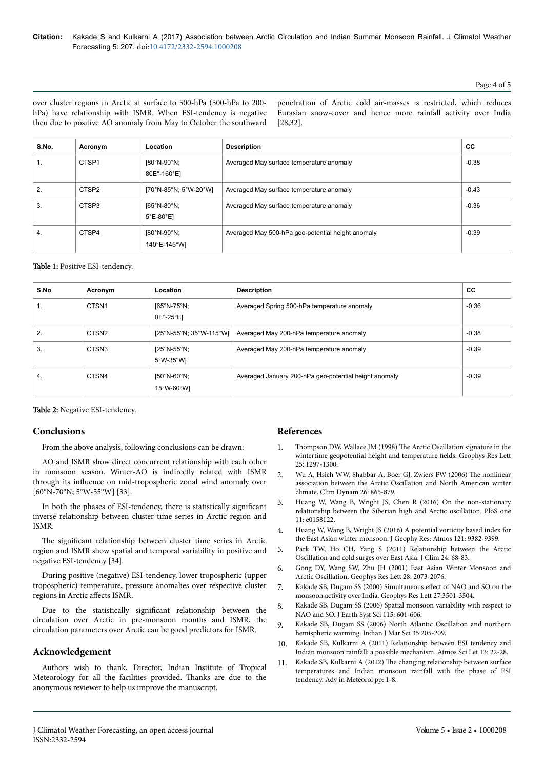over cluster regions in Arctic at surface to 500-hPa (500-hPa to 200-hPa) have relationship with ISMR. When ESI-tendency is negative then due to positive AO anomaly from May to October the southward penetration of Arctic cold air-masses is restricted, which reduces Eurasian snow-cover and hence more rainfall activity over India [28,32].

| S.No. | Acronym | Location | Description | CC |
|---|---|---|---|---|
| 1. | CTSP1 | [80°N-90°N; 80E°-160°E] | Averaged May surface temperature anomaly | -0.38 |
| 2. | CTSP2 | [70°N-85°N; 5°W-20°W] | Averaged May surface temperature anomaly | -0.43 |
| 3. | CTSP3 | [65°N-80°N; 5°E-80°E] | Averaged May surface temperature anomaly | -0.36 |
| 4. | CTSP4 | [80°N-90°N; 140°E-145°W] | Averaged May 500-hPa geo-potential height anomaly | -0.39 |

**Table 1:** Positive ESI-tendency.

| S.No | Acronym | Location | Description | CC |
|---|---|---|---|---|
| 1. | CTSN1 | [65°N-75°N; 0E°-25°E] | Averaged Spring 500-hPa temperature anomaly | -0.36 |
| 2. | CTSN2 | [25°N-55°N; 35°W-115°W] | Averaged May 200-hPa temperature anomaly | -0.38 |
| 3. | CTSN3 | [25°N-55°N; 5°W-35°W] | Averaged May 200-hPa temperature anomaly | -0.39 |
| 4. | CTSN4 | [50°N-60°N; 15°W-60°W] | Averaged January 200-hPa geo-potential height anomaly | -0.39 |

**Table 2:** Negative ESI-tendency.

## Conclusions

From the above analysis, following conclusions can be drawn:

AO and ISMR show direct concurrent relationship with each other in monsoon season. Winter-AO is indirectly related with ISMR through its influence on mid-tropospheric zonal wind anomaly over [60°N-70°N; 5°W-55°W] [33].

In both the phases of ESI-tendency, there is statistically significant inverse relationship between cluster time series in Arctic region and ISMR.

The significant relationship between cluster time series in Arctic region and ISMR show spatial and temporal variability in positive and negative ESI-tendency [34].

During positive (negative) ESI-tendency, lower tropospheric (upper tropospheric) temperature, pressure anomalies over respective cluster regions in Arctic affects ISMR.

Due to the statistically significant relationship between the circulation over Arctic in pre-monsoon months and ISMR, the circulation parameters over Arctic can be good predictors for ISMR.

## Acknowledgement

Authors wish to thank, Director, Indian Institute of Tropical Meteorology for all the facilities provided. Thanks are due to the anonymous reviewer to help us improve the manuscript.

## References

1. Thompson DW, Wallace JM (1998) The Arctic Oscillation signature in the wintertime geopotential height and temperature fields. Geophys Res Lett 25: 1297-1300.
2. Wu A, Hsieh WW, Shabbar A, Boer GJ, Zwiers FW (2006) The nonlinear association between the Arctic Oscillation and North American winter climate. Clim Dynam 26: 865-879.
3. Huang W, Wang B, Wright JS, Chen R (2016) On the non-stationary relationship between the Siberian high and Arctic oscillation. PloS one 11: e0158122.
4. Huang W, Wang B, Wright JS (2016) A potential vorticity based index for the East Asian winter monsoon. J Geophy Res: Atmos 121: 9382-9399.
5. Park TW, Ho CH, Yang S (2011) Relationship between the Arctic Oscillation and cold surges over East Asia. J Clim 24: 68-83.
6. Gong DY, Wang SW, Zhu JH (2001) East Asian Winter Monsoon and Arctic Oscillation. Geophys Res Lett 28: 2073-2076.
7. Kakade SB, Dugam SS (2000) Simultaneous effect of NAO and SO on the monsoon activity over India. Geophys Res Lett 27:3501-3504.
8. Kakade SB, Dugam SS (2006) Spatial monsoon variability with respect to NAO and SO. J Earth Syst Sci 115: 601-606.
9. Kakade SB, Dugam SS (2006) North Atlantic Oscillation and northern hemispheric warming. Indian J Mar Sci 35:205-209.
10. Kakade SB, Kulkarni A (2011) Relationship between ESI tendency and Indian monsoon rainfall: a possible mechanism. Atmos Sci Let 13: 22-28.
11. Kakade SB, Kulkarni A (2012) The changing relationship between surface temperatures and Indian monsoon rainfall with the phase of ESI tendency. Adv in Meteorol pp: 1-8.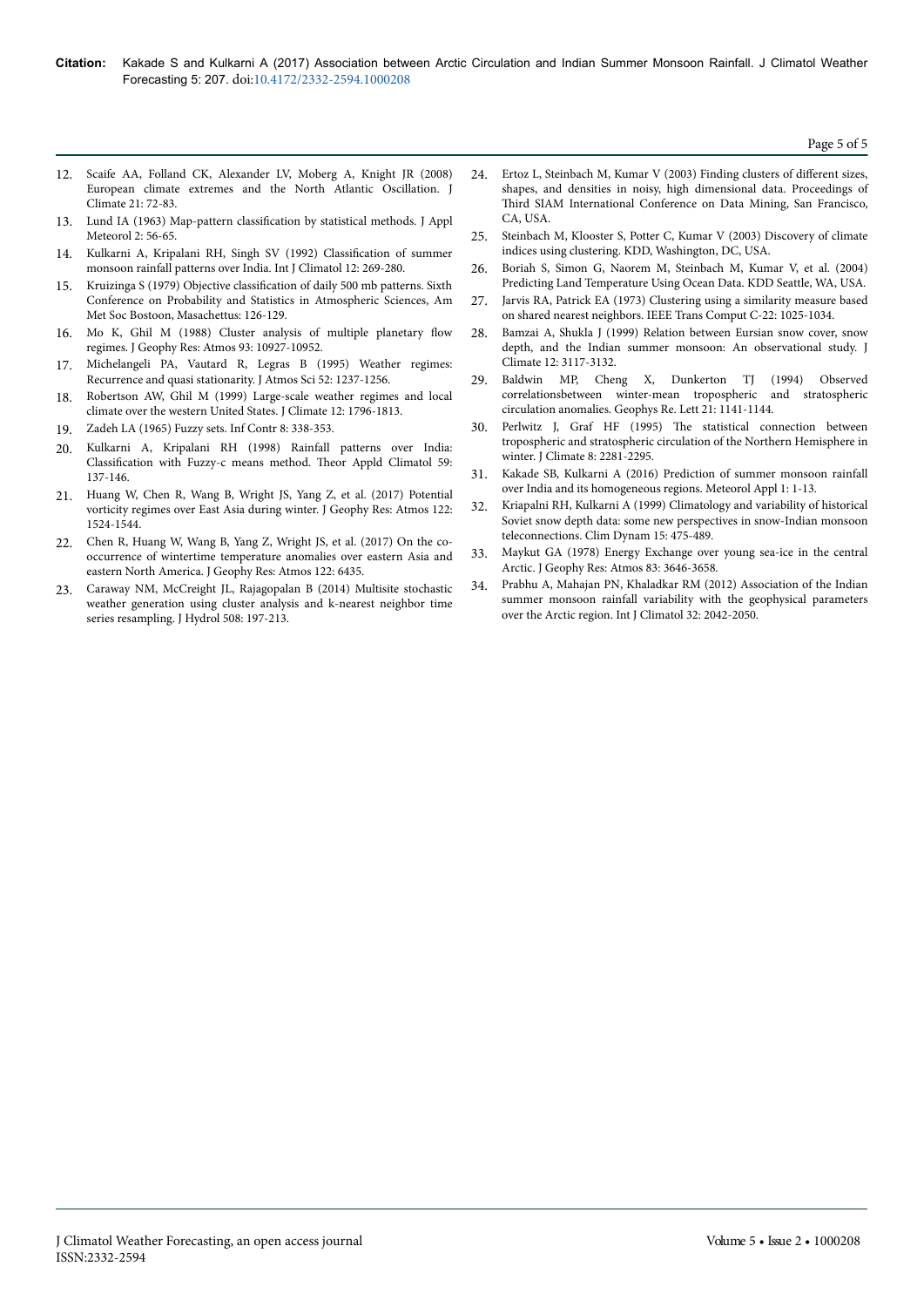12. Scaife AA, Folland CK, Alexander LV, Moberg A, Knight JR (2008) European climate extremes and the North Atlantic Oscillation. J Climate 21: 72-83.
13. Lund IA (1963) Map-pattern classification by statistical methods. J Appl Meteorol 2: 56-65.
14. Kulkarni A, Kripalani RH, Singh SV (1992) Classification of summer monsoon rainfall patterns over India. Int J Climatol 12: 269-280.
15. Kruizinga S (1979) Objective classification of daily 500 mb patterns. Sixth Conference on Probability and Statistics in Atmospheric Sciences, Am Met Soc Bostoon, Masachettus: 126-129.
16. Mo K, Ghil M (1988) Cluster analysis of multiple planetary flow regimes. J Geophy Res: Atmos 93: 10927-10952.
17. Michelangeli PA, Vautard R, Legras B (1995) Weather regimes: Recurrence and quasi stationarity. J Atmos Sci 52: 1237-1256.
18. Robertson AW, Ghil M (1999) Large-scale weather regimes and local climate over the western United States. J Climate 12: 1796-1813.
19. Zadeh LA (1965) Fuzzy sets. Inf Contr 8: 338-353.
20. Kulkarni A, Kripalani RH (1998) Rainfall patterns over India: Classification with Fuzzy-c means method. Theor Appld Climatol 59: 137-146.
21. Huang W, Chen R, Wang B, Wright JS, Yang Z, et al. (2017) Potential vorticity regimes over East Asia during winter. J Geophy Res: Atmos 122: 1524-1544.
22. Chen R, Huang W, Wang B, Yang Z, Wright JS, et al. (2017) On the co-occurrence of wintertime temperature anomalies over eastern Asia and eastern North America. J Geophy Res: Atmos 122: 6435.
23. Caraway NM, McCreight JL, Rajagopalan B (2014) Multisite stochastic weather generation using cluster analysis and k-nearest neighbor time series resampling. J Hydrol 508: 197-213.
24. Ertoz L, Steinbach M, Kumar V (2003) Finding clusters of different sizes, shapes, and densities in noisy, high dimensional data. Proceedings of Third SIAM International Conference on Data Mining, San Francisco, CA, USA.
25. Steinbach M, Klooster S, Potter C, Kumar V (2003) Discovery of climate indices using clustering. KDD, Washington, DC, USA.
26. Boriah S, Simon G, Naorem M, Steinbach M, Kumar V, et al. (2004) Predicting Land Temperature Using Ocean Data. KDD Seattle, WA, USA.
27. Jarvis RA, Patrick EA (1973) Clustering using a similarity measure based on shared nearest neighbors. IEEE Trans Comput C-22: 1025-1034.
28. Bamzai A, Shukla J (1999) Relation between Eursian snow cover, snow depth, and the Indian summer monsoon: An observational study. J Climate 12: 3117-3132.
29. Baldwin MP, Cheng X, Dunkerton TJ (1994) Observed correlationsbetween winter-mean tropospheric and stratospheric circulation anomalies. Geophys Re. Lett 21: 1141-1144.
30. Perlwitz J, Graf HF (1995) The statistical connection between tropospheric and stratospheric circulation of the Northern Hemisphere in winter. J Climate 8: 2281-2295.
31. Kakade SB, Kulkarni A (2016) Prediction of summer monsoon rainfall over India and its homogeneous regions. Meteorol Appl 1: 1-13.
32. Kriapalni RH, Kulkarni A (1999) Climatology and variability of historical Soviet snow depth data: some new perspectives in snow-Indian monsoon teleconnections. Clim Dynam 15: 475-489.
33. Maykut GA (1978) Energy Exchange over young sea-ice in the central Arctic. J Geophy Res: Atmos 83: 3646-3658.
34. Prabhu A, Mahajan PN, Khaladkar RM (2012) Association of the Indian summer monsoon rainfall variability with the geophysical parameters over the Arctic region. Int J Climatol 32: 2042-2050.